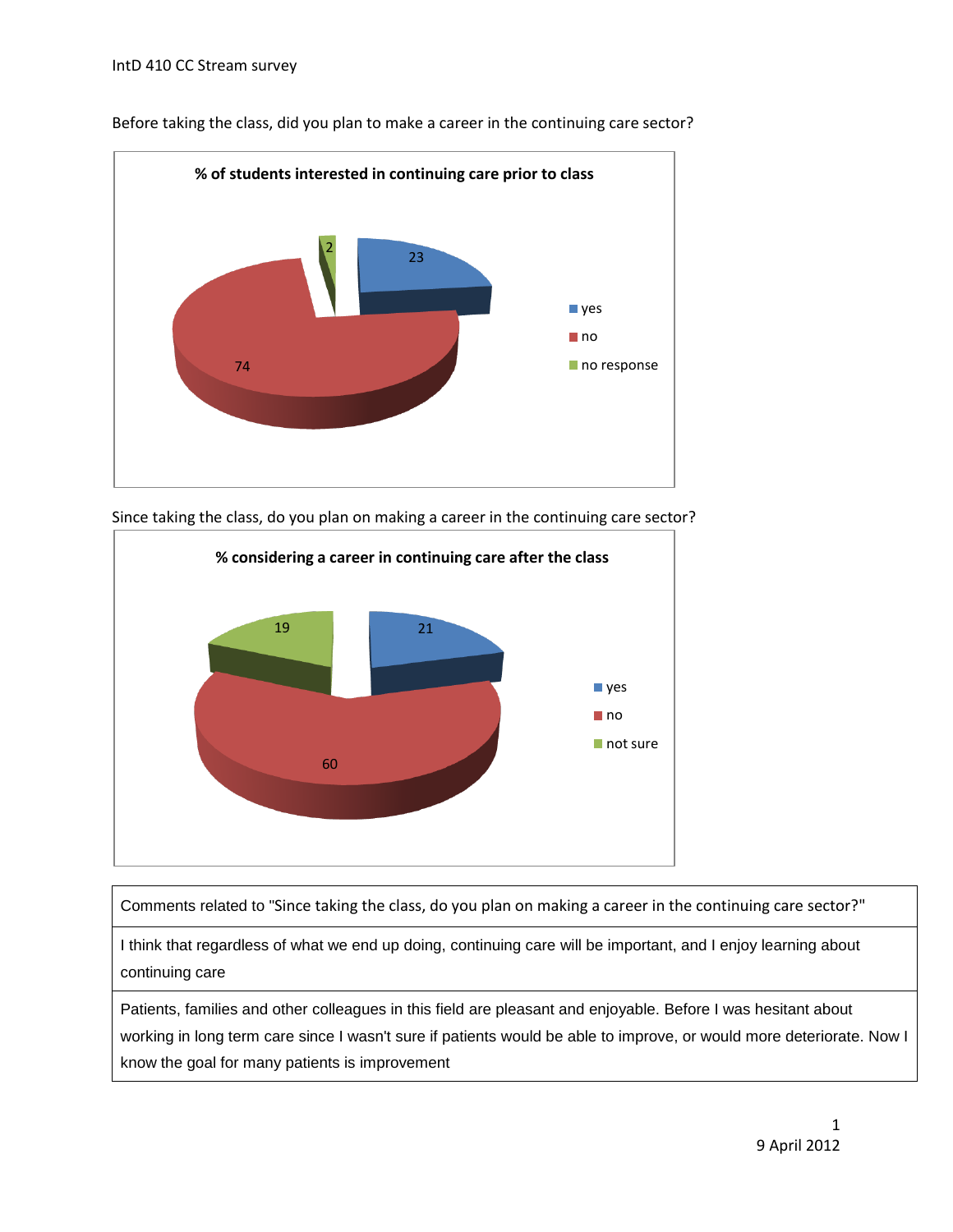IntD 410 CC Stream survey

Before taking the class, did you plan to make a career in the continuing care sector?

**% of students interested in continuing care prior to class**

| Response | % |
|---|---|
| yes | 23 |
| no | 74 |
| no response | 2 |

Since taking the class, do you plan on making a career in the continuing care sector?

**% considering a career in continuing care after the class**

| Response | % |
|---|---|
| yes | 21 |
| no | 60 |
| not sure | 19 |

| Comments related to "Since taking the class, do you plan on making a career in the continuing care sector?" |
|---|
| I think that regardless of what we end up doing, continuing care will be important, and I enjoy learning about continuing care |
| Patients, families and other colleagues in this field are pleasant and enjoyable. Before I was hesitant about working in long term care since I wasn't sure if patients would be able to improve, or would more deteriorate. Now I know the goal for many patients is improvement |

9 April 2012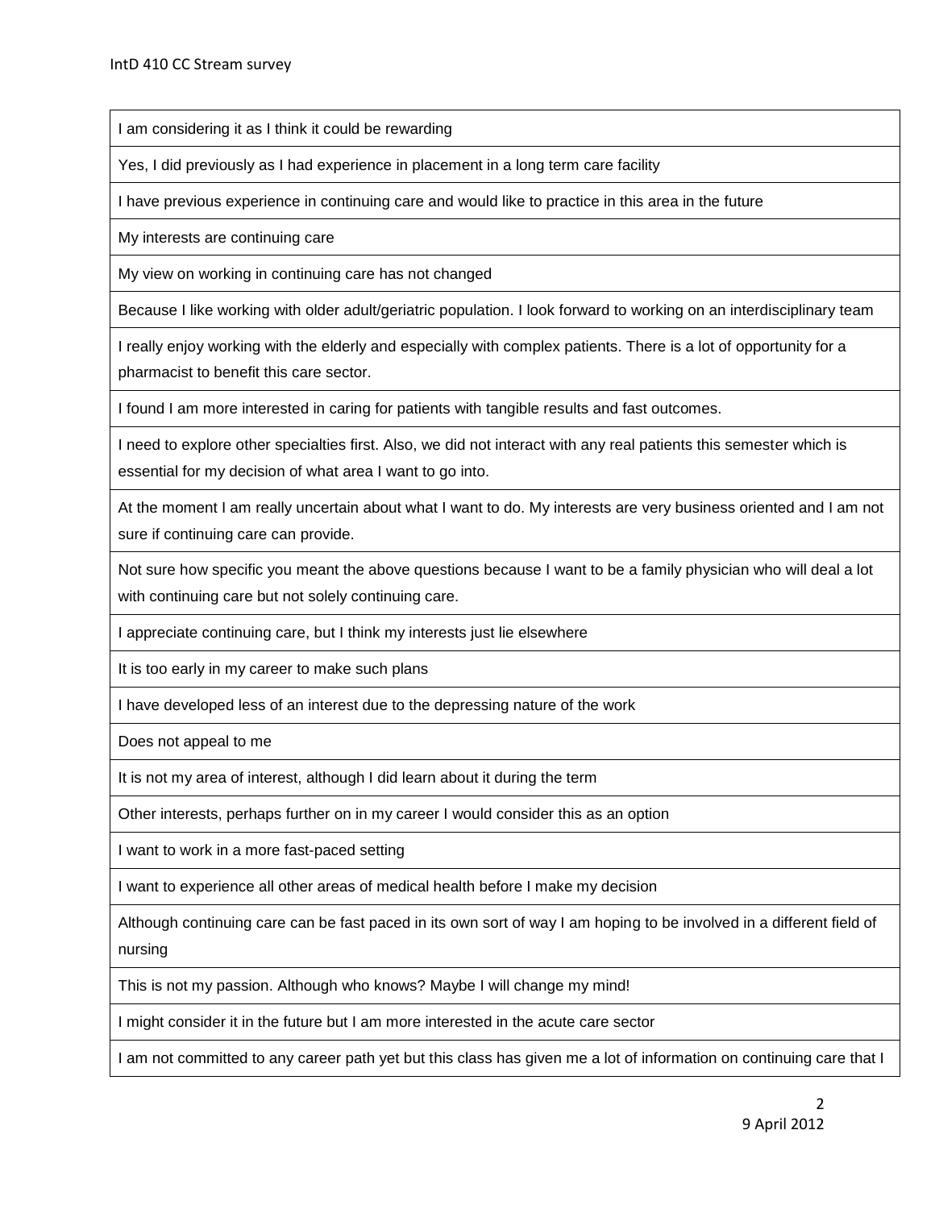| I am considering it as I think it could be rewarding |
|---|
| Yes, I did previously as I had experience in placement in a long term care facility |
| I have previous experience in continuing care and would like to practice in this area in the future |
| My interests are continuing care |
| My view on working in continuing care has not changed |
| Because I like working with older adult/geriatric population. I look forward to working on an interdisciplinary team |
| I really enjoy working with the elderly and especially with complex patients. There is a lot of opportunity for a pharmacist to benefit this care sector. |
| I found I am more interested in caring for patients with tangible results and fast outcomes. |
| I need to explore other specialties first. Also, we did not interact with any real patients this semester which is essential for my decision of what area I want to go into. |
| At the moment I am really uncertain about what I want to do. My interests are very business oriented and I am not sure if continuing care can provide. |
| Not sure how specific you meant the above questions because I want to be a family physician who will deal a lot with continuing care but not solely continuing care. |
| I appreciate continuing care, but I think my interests just lie elsewhere |
| It is too early in my career to make such plans |
| I have developed less of an interest due to the depressing nature of the work |
| Does not appeal to me |
| It is not my area of interest, although I did learn about it during the term |
| Other interests, perhaps further on in my career I would consider this as an option |
| I want to work in a more fast-paced setting |
| I want to experience all other areas of medical health before I make my decision |
| Although continuing care can be fast paced in its own sort of way I am hoping to be involved in a different field of nursing |
| This is not my passion. Although who knows? Maybe I will change my mind! |
| I might consider it in the future but I am more interested in the acute care sector |
| I am not committed to any career path yet but this class has given me a lot of information on continuing care that I |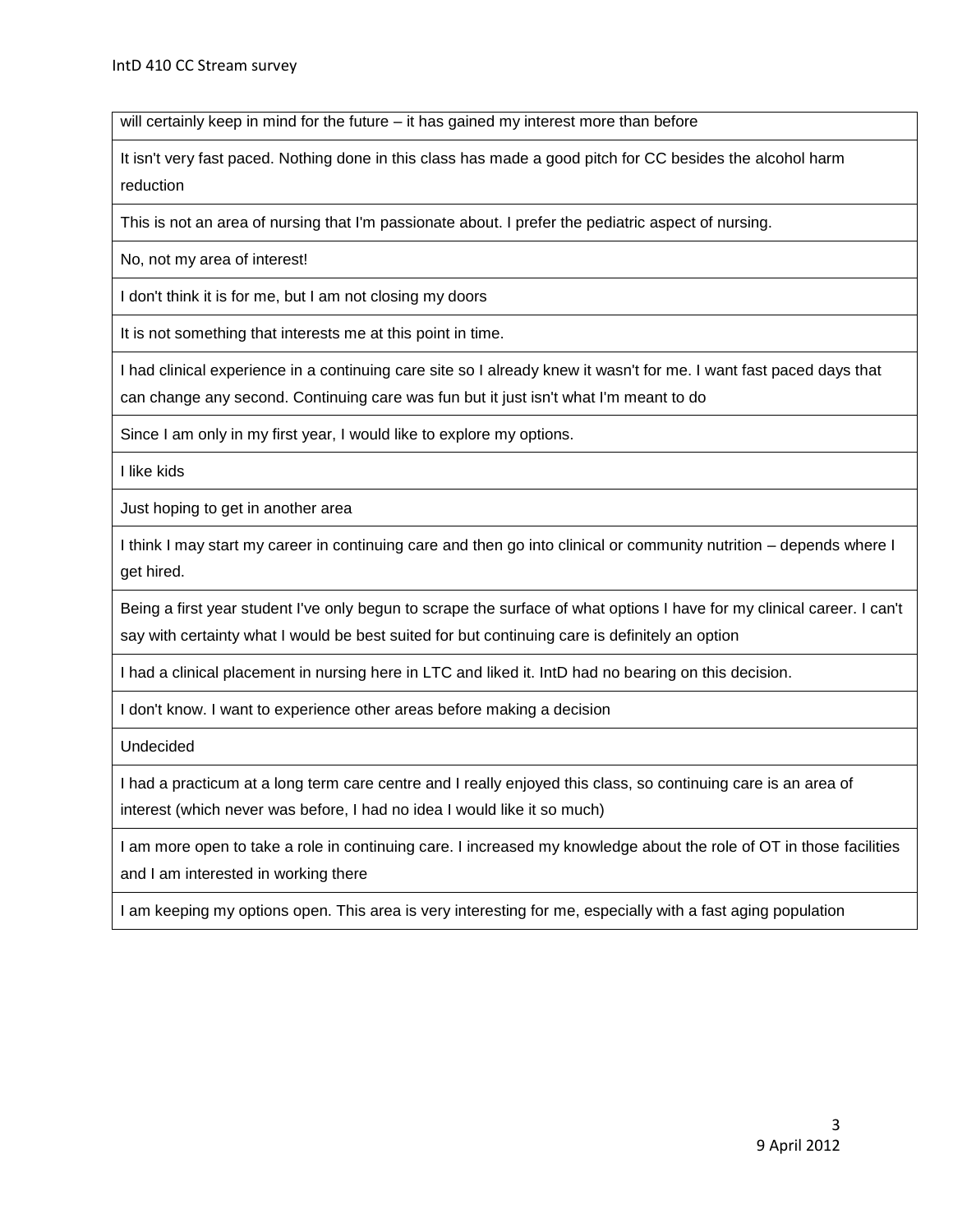| |
|---|
| will certainly keep in mind for the future – it has gained my interest more than before |
| It isn't very fast paced. Nothing done in this class has made a good pitch for CC besides the alcohol harm reduction |
| This is not an area of nursing that I'm passionate about. I prefer the pediatric aspect of nursing. |
| No, not my area of interest! |
| I don't think it is for me, but I am not closing my doors |
| It is not something that interests me at this point in time. |
| I had clinical experience in a continuing care site so I already knew it wasn't for me. I want fast paced days that can change any second. Continuing care was fun but it just isn't what I'm meant to do |
| Since I am only in my first year, I would like to explore my options. |
| I like kids |
| Just hoping to get in another area |
| I think I may start my career in continuing care and then go into clinical or community nutrition – depends where I get hired. |
| Being a first year student I've only begun to scrape the surface of what options I have for my clinical career. I can't say with certainty what I would be best suited for but continuing care is definitely an option |
| I had a clinical placement in nursing here in LTC and liked it. IntD had no bearing on this decision. |
| I don't know. I want to experience other areas before making a decision |
| Undecided |
| I had a practicum at a long term care centre and I really enjoyed this class, so continuing care is an area of interest (which never was before, I had no idea I would like it so much) |
| I am more open to take a role in continuing care. I increased my knowledge about the role of OT in those facilities and I am interested in working there |
| I am keeping my options open. This area is very interesting for me, especially with a fast aging population |